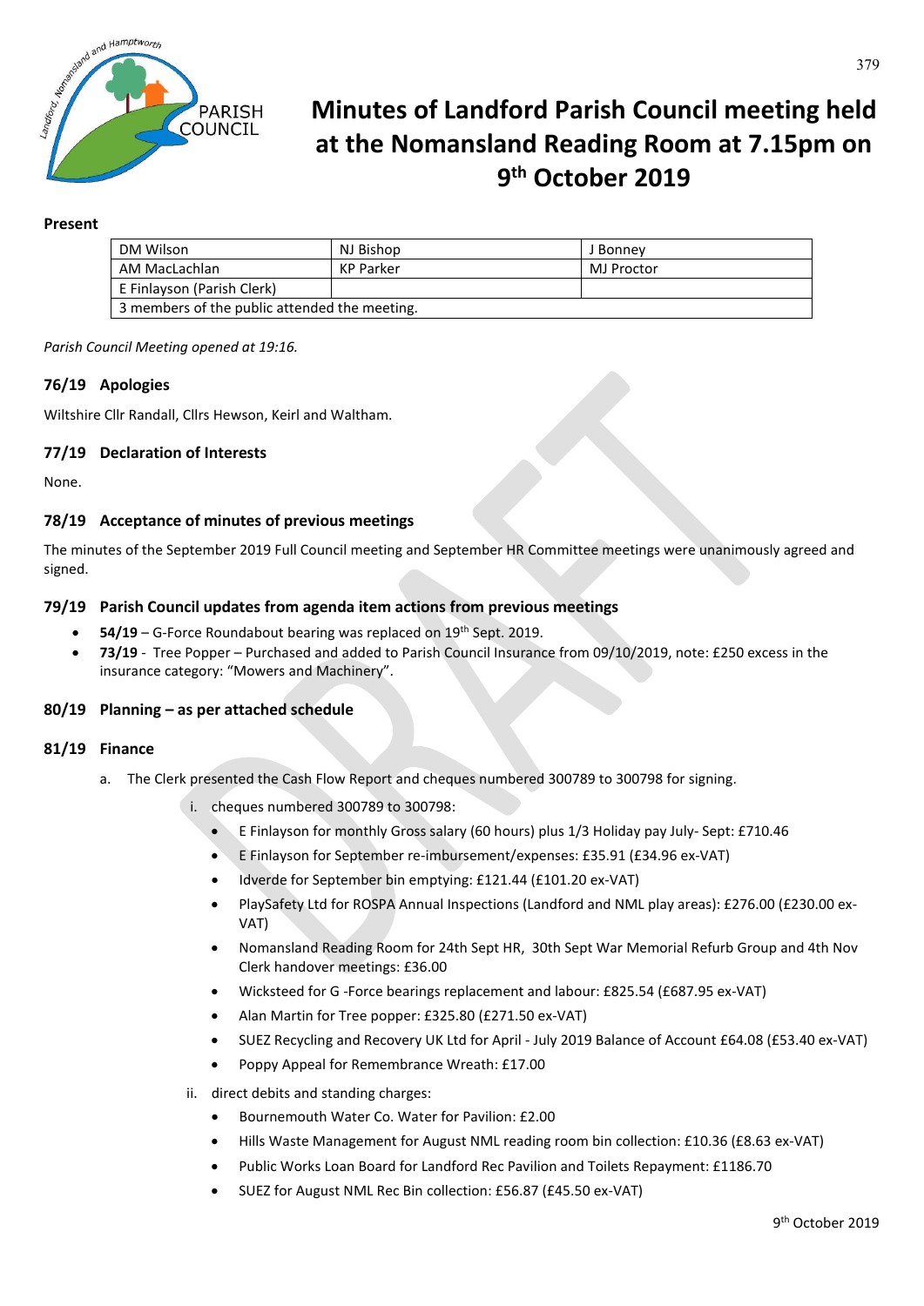# Minutes of Landford Parish Council meeting held at the Nomansland Reading Room at 7.15pm on 9th October 2019

**Present**

| DM Wilson | NJ Bishop | J Bonney |
|---|---|---|
| AM MacLachlan | KP Parker | MJ Proctor |
| E Finlayson (Parish Clerk) | | |
| 3 members of the public attended the meeting. | | |

*Parish Council Meeting opened at 19:16.*

### 76/19 Apologies

Wiltshire Cllr Randall, Cllrs Hewson, Keirl and Waltham.

### 77/19 Declaration of Interests

None.

### 78/19 Acceptance of minutes of previous meetings

The minutes of the September 2019 Full Council meeting and September HR Committee meetings were unanimously agreed and signed.

### 79/19 Parish Council updates from agenda item actions from previous meetings

- **54/19** – G-Force Roundabout bearing was replaced on 19th Sept. 2019.
- **73/19** - Tree Popper – Purchased and added to Parish Council Insurance from 09/10/2019, note: £250 excess in the insurance category: "Mowers and Machinery".

### 80/19 Planning – as per attached schedule

### 81/19 Finance

a. The Clerk presented the Cash Flow Report and cheques numbered 300789 to 300798 for signing.

   i. cheques numbered 300789 to 300798:
      - E Finlayson for monthly Gross salary (60 hours) plus 1/3 Holiday pay July- Sept: £710.46
      - E Finlayson for September re-imbursement/expenses: £35.91 (£34.96 ex-VAT)
      - Idverde for September bin emptying: £121.44 (£101.20 ex-VAT)
      - PlaySafety Ltd for ROSPA Annual Inspections (Landford and NML play areas): £276.00 (£230.00 ex-VAT)
      - Nomansland Reading Room for 24th Sept HR, 30th Sept War Memorial Refurb Group and 4th Nov Clerk handover meetings: £36.00
      - Wicksteed for G -Force bearings replacement and labour: £825.54 (£687.95 ex-VAT)
      - Alan Martin for Tree popper: £325.80 (£271.50 ex-VAT)
      - SUEZ Recycling and Recovery UK Ltd for April - July 2019 Balance of Account £64.08 (£53.40 ex-VAT)
      - Poppy Appeal for Remembrance Wreath: £17.00

   ii. direct debits and standing charges:
      - Bournemouth Water Co. Water for Pavilion: £2.00
      - Hills Waste Management for August NML reading room bin collection: £10.36 (£8.63 ex-VAT)
      - Public Works Loan Board for Landford Rec Pavilion and Toilets Repayment: £1186.70
      - SUEZ for August NML Rec Bin collection: £56.87 (£45.50 ex-VAT)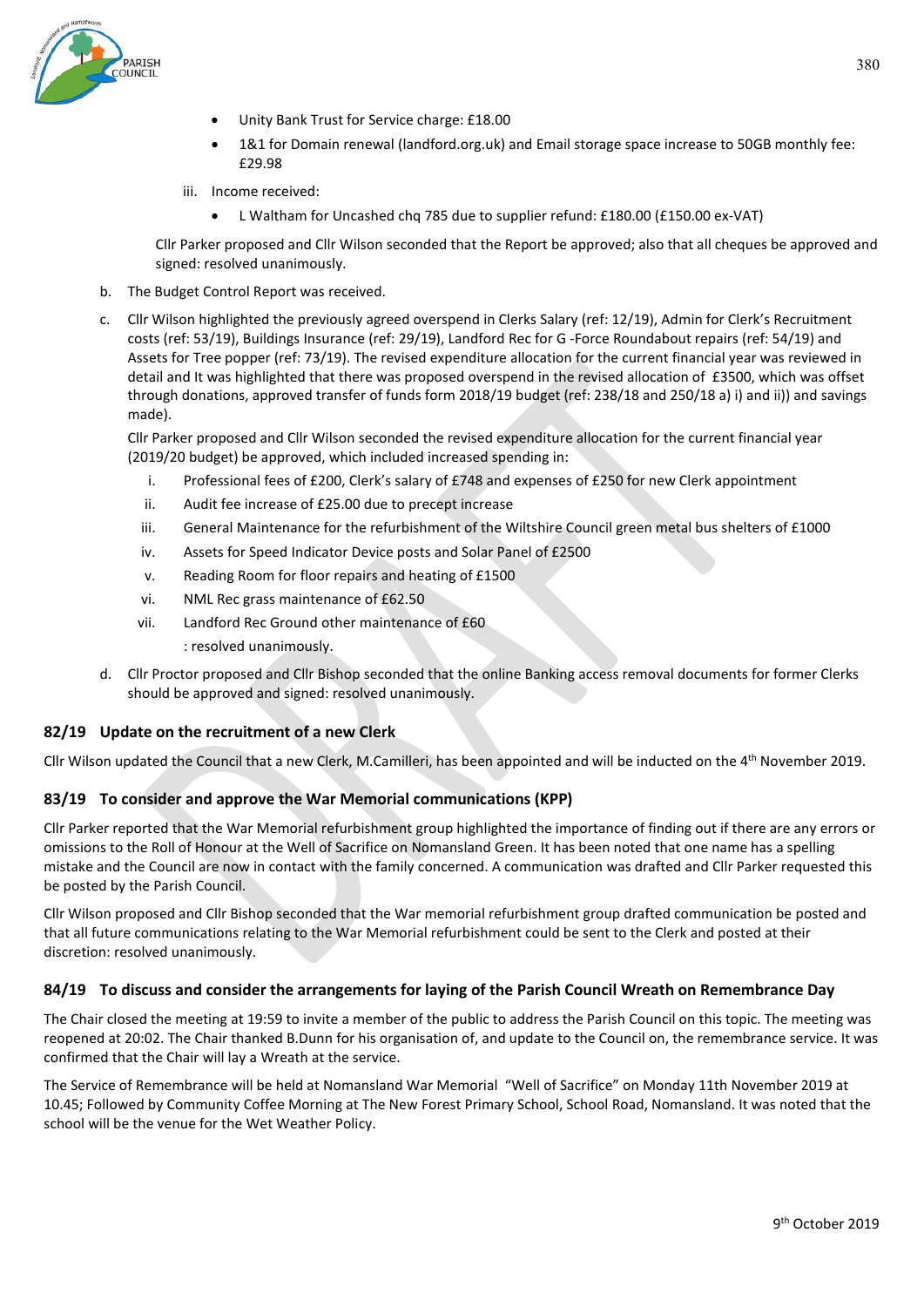- Unity Bank Trust for Service charge: £18.00
- 1&1 for Domain renewal (landford.org.uk) and Email storage space increase to 50GB monthly fee: £29.98

iii. Income received:

- L Waltham for Uncashed chq 785 due to supplier refund: £180.00 (£150.00 ex-VAT)

Cllr Parker proposed and Cllr Wilson seconded that the Report be approved; also that all cheques be approved and signed: resolved unanimously.

b. The Budget Control Report was received.

c. Cllr Wilson highlighted the previously agreed overspend in Clerks Salary (ref: 12/19), Admin for Clerk's Recruitment costs (ref: 53/19), Buildings Insurance (ref: 29/19), Landford Rec for G -Force Roundabout repairs (ref: 54/19) and Assets for Tree popper (ref: 73/19). The revised expenditure allocation for the current financial year was reviewed in detail and It was highlighted that there was proposed overspend in the revised allocation of £3500, which was offset through donations, approved transfer of funds form 2018/19 budget (ref: 238/18 and 250/18 a) i) and ii)) and savings made).

Cllr Parker proposed and Cllr Wilson seconded the revised expenditure allocation for the current financial year (2019/20 budget) be approved, which included increased spending in:

i. Professional fees of £200, Clerk's salary of £748 and expenses of £250 for new Clerk appointment
ii. Audit fee increase of £25.00 due to precept increase
iii. General Maintenance for the refurbishment of the Wiltshire Council green metal bus shelters of £1000
iv. Assets for Speed Indicator Device posts and Solar Panel of £2500
v. Reading Room for floor repairs and heating of £1500
vi. NML Rec grass maintenance of £62.50
vii. Landford Rec Ground other maintenance of £60

: resolved unanimously.

d. Cllr Proctor proposed and Cllr Bishop seconded that the online Banking access removal documents for former Clerks should be approved and signed: resolved unanimously.

## 82/19 Update on the recruitment of a new Clerk

Cllr Wilson updated the Council that a new Clerk, M.Camilleri, has been appointed and will be inducted on the 4th November 2019.

## 83/19 To consider and approve the War Memorial communications (KPP)

Cllr Parker reported that the War Memorial refurbishment group highlighted the importance of finding out if there are any errors or omissions to the Roll of Honour at the Well of Sacrifice on Nomansland Green. It has been noted that one name has a spelling mistake and the Council are now in contact with the family concerned. A communication was drafted and Cllr Parker requested this be posted by the Parish Council.

Cllr Wilson proposed and Cllr Bishop seconded that the War memorial refurbishment group drafted communication be posted and that all future communications relating to the War Memorial refurbishment could be sent to the Clerk and posted at their discretion: resolved unanimously.

## 84/19 To discuss and consider the arrangements for laying of the Parish Council Wreath on Remembrance Day

The Chair closed the meeting at 19:59 to invite a member of the public to address the Parish Council on this topic. The meeting was reopened at 20:02. The Chair thanked B.Dunn for his organisation of, and update to the Council on, the remembrance service. It was confirmed that the Chair will lay a Wreath at the service.

The Service of Remembrance will be held at Nomansland War Memorial "Well of Sacrifice" on Monday 11th November 2019 at 10.45; Followed by Community Coffee Morning at The New Forest Primary School, School Road, Nomansland. It was noted that the school will be the venue for the Wet Weather Policy.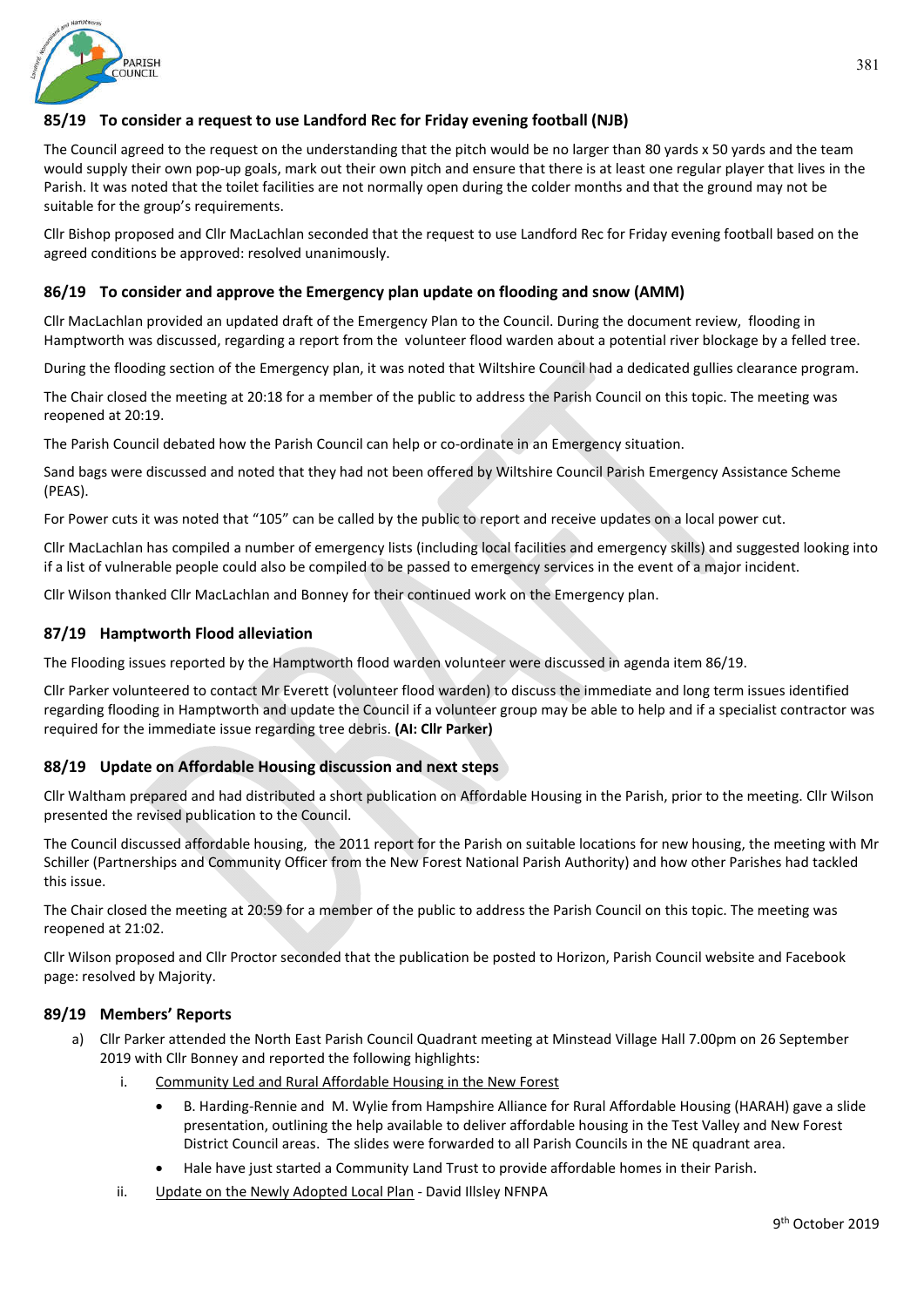### 85/19 To consider a request to use Landford Rec for Friday evening football (NJB)

The Council agreed to the request on the understanding that the pitch would be no larger than 80 yards x 50 yards and the team would supply their own pop-up goals, mark out their own pitch and ensure that there is at least one regular player that lives in the Parish. It was noted that the toilet facilities are not normally open during the colder months and that the ground may not be suitable for the group's requirements.

Cllr Bishop proposed and Cllr MacLachlan seconded that the request to use Landford Rec for Friday evening football based on the agreed conditions be approved: resolved unanimously.

### 86/19 To consider and approve the Emergency plan update on flooding and snow (AMM)

Cllr MacLachlan provided an updated draft of the Emergency Plan to the Council. During the document review, flooding in Hamptworth was discussed, regarding a report from the volunteer flood warden about a potential river blockage by a felled tree.

During the flooding section of the Emergency plan, it was noted that Wiltshire Council had a dedicated gullies clearance program.

The Chair closed the meeting at 20:18 for a member of the public to address the Parish Council on this topic. The meeting was reopened at 20:19.

The Parish Council debated how the Parish Council can help or co-ordinate in an Emergency situation.

Sand bags were discussed and noted that they had not been offered by Wiltshire Council Parish Emergency Assistance Scheme (PEAS).

For Power cuts it was noted that "105" can be called by the public to report and receive updates on a local power cut.

Cllr MacLachlan has compiled a number of emergency lists (including local facilities and emergency skills) and suggested looking into if a list of vulnerable people could also be compiled to be passed to emergency services in the event of a major incident.

Cllr Wilson thanked Cllr MacLachlan and Bonney for their continued work on the Emergency plan.

### 87/19 Hamptworth Flood alleviation

The Flooding issues reported by the Hamptworth flood warden volunteer were discussed in agenda item 86/19.

Cllr Parker volunteered to contact Mr Everett (volunteer flood warden) to discuss the immediate and long term issues identified regarding flooding in Hamptworth and update the Council if a volunteer group may be able to help and if a specialist contractor was required for the immediate issue regarding tree debris. **(AI: Cllr Parker)**

### 88/19 Update on Affordable Housing discussion and next steps

Cllr Waltham prepared and had distributed a short publication on Affordable Housing in the Parish, prior to the meeting. Cllr Wilson presented the revised publication to the Council.

The Council discussed affordable housing, the 2011 report for the Parish on suitable locations for new housing, the meeting with Mr Schiller (Partnerships and Community Officer from the New Forest National Parish Authority) and how other Parishes had tackled this issue.

The Chair closed the meeting at 20:59 for a member of the public to address the Parish Council on this topic. The meeting was reopened at 21:02.

Cllr Wilson proposed and Cllr Proctor seconded that the publication be posted to Horizon, Parish Council website and Facebook page: resolved by Majority.

### 89/19 Members' Reports

a) Cllr Parker attended the North East Parish Council Quadrant meeting at Minstead Village Hall 7.00pm on 26 September 2019 with Cllr Bonney and reported the following highlights:

   i. Community Led and Rural Affordable Housing in the New Forest

      - B. Harding-Rennie and M. Wylie from Hampshire Alliance for Rural Affordable Housing (HARAH) gave a slide presentation, outlining the help available to deliver affordable housing in the Test Valley and New Forest District Council areas. The slides were forwarded to all Parish Councils in the NE quadrant area.
      - Hale have just started a Community Land Trust to provide affordable homes in their Parish.

   ii. Update on the Newly Adopted Local Plan - David Illsley NFNPA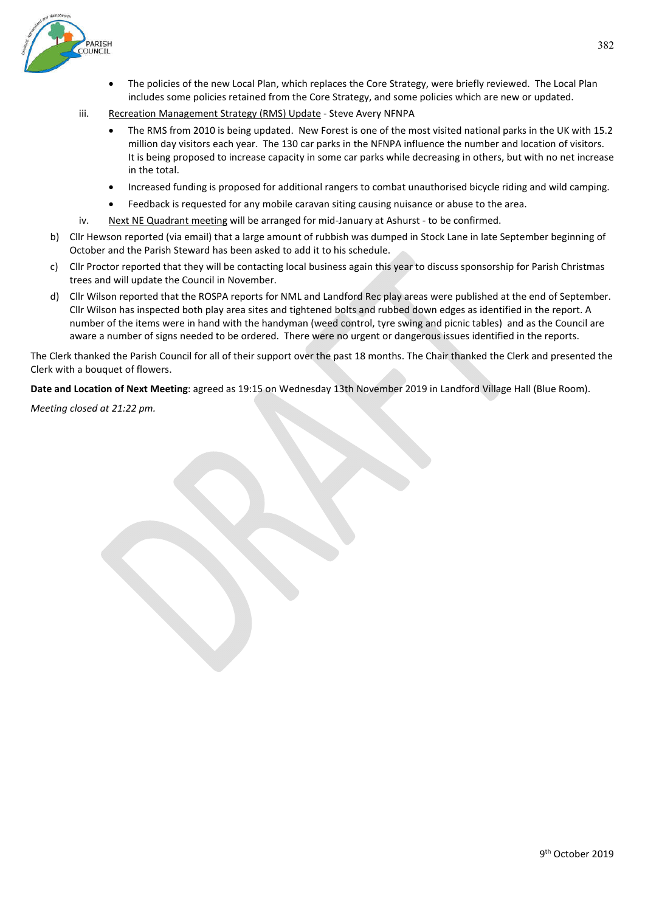- The policies of the new Local Plan, which replaces the Core Strategy, were briefly reviewed. The Local Plan includes some policies retained from the Core Strategy, and some policies which are new or updated.

iii. Recreation Management Strategy (RMS) Update - Steve Avery NFNPA

- The RMS from 2010 is being updated. New Forest is one of the most visited national parks in the UK with 15.2 million day visitors each year. The 130 car parks in the NFNPA influence the number and location of visitors. It is being proposed to increase capacity in some car parks while decreasing in others, but with no net increase in the total.
- Increased funding is proposed for additional rangers to combat unauthorised bicycle riding and wild camping.
- Feedback is requested for any mobile caravan siting causing nuisance or abuse to the area.

iv. Next NE Quadrant meeting will be arranged for mid-January at Ashurst - to be confirmed.

b) Cllr Hewson reported (via email) that a large amount of rubbish was dumped in Stock Lane in late September beginning of October and the Parish Steward has been asked to add it to his schedule.

c) Cllr Proctor reported that they will be contacting local business again this year to discuss sponsorship for Parish Christmas trees and will update the Council in November.

d) Cllr Wilson reported that the ROSPA reports for NML and Landford Rec play areas were published at the end of September. Cllr Wilson has inspected both play area sites and tightened bolts and rubbed down edges as identified in the report. A number of the items were in hand with the handyman (weed control, tyre swing and picnic tables) and as the Council are aware a number of signs needed to be ordered. There were no urgent or dangerous issues identified in the reports.

The Clerk thanked the Parish Council for all of their support over the past 18 months. The Chair thanked the Clerk and presented the Clerk with a bouquet of flowers.

**Date and Location of Next Meeting**: agreed as 19:15 on Wednesday 13th November 2019 in Landford Village Hall (Blue Room).

*Meeting closed at 21:22 pm.*